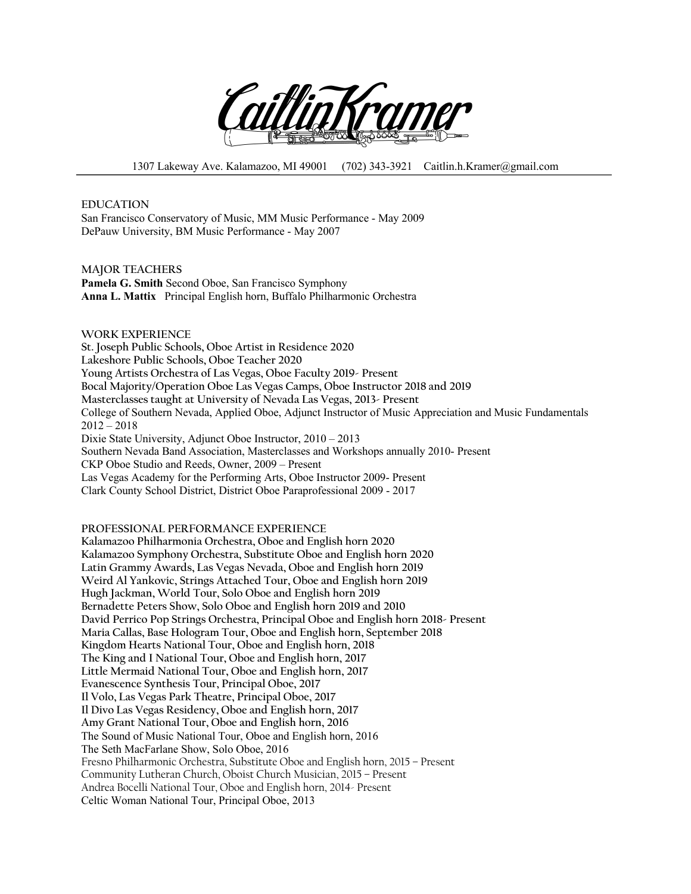# Caitlin Kramer

1307 Lakeway Ave. Kalamazoo, MI 49001 (702) 343-3921 Caitlin.h.Kramer@gmail.com

## EDUCATION

San Francisco Conservatory of Music, MM Music Performance - May 2009
DePauw University, BM Music Performance - May 2007

## MAJOR TEACHERS

**Pamela G. Smith** Second Oboe, San Francisco Symphony
**Anna L. Mattix** Principal English horn, Buffalo Philharmonic Orchestra

## WORK EXPERIENCE

St. Joseph Public Schools, Oboe Artist in Residence 2020
Lakeshore Public Schools, Oboe Teacher 2020
Young Artists Orchestra of Las Vegas, Oboe Faculty 2019- Present
Bocal Majority/Operation Oboe Las Vegas Camps, Oboe Instructor 2018 and 2019
Masterclasses taught at University of Nevada Las Vegas, 2013- Present
College of Southern Nevada, Applied Oboe, Adjunct Instructor of Music Appreciation and Music Fundamentals 2012 – 2018
Dixie State University, Adjunct Oboe Instructor, 2010 – 2013
Southern Nevada Band Association, Masterclasses and Workshops annually 2010- Present
CKP Oboe Studio and Reeds, Owner, 2009 – Present
Las Vegas Academy for the Performing Arts, Oboe Instructor 2009- Present
Clark County School District, District Oboe Paraprofessional 2009 - 2017

## PROFESSIONAL PERFORMANCE EXPERIENCE

Kalamazoo Philharmonia Orchestra, Oboe and English horn 2020
Kalamazoo Symphony Orchestra, Substitute Oboe and English horn 2020
Latin Grammy Awards, Las Vegas Nevada, Oboe and English horn 2019
Weird Al Yankovic, Strings Attached Tour, Oboe and English horn 2019
Hugh Jackman, World Tour, Solo Oboe and English horn 2019
Bernadette Peters Show, Solo Oboe and English horn 2019 and 2010
David Perrico Pop Strings Orchestra, Principal Oboe and English horn 2018- Present
Maria Callas, Base Hologram Tour, Oboe and English horn, September 2018
Kingdom Hearts National Tour, Oboe and English horn, 2018
The King and I National Tour, Oboe and English horn, 2017
Little Mermaid National Tour, Oboe and English horn, 2017
Evanescence Synthesis Tour, Principal Oboe, 2017
Il Volo, Las Vegas Park Theatre, Principal Oboe, 2017
Il Divo Las Vegas Residency, Oboe and English horn, 2017
Amy Grant National Tour, Oboe and English horn, 2016
The Sound of Music National Tour, Oboe and English horn, 2016
The Seth MacFarlane Show, Solo Oboe, 2016
Fresno Philharmonic Orchestra, Substitute Oboe and English horn, 2015 – Present
Community Lutheran Church, Oboist Church Musician, 2015 – Present
Andrea Bocelli National Tour, Oboe and English horn, 2014- Present
Celtic Woman National Tour, Principal Oboe, 2013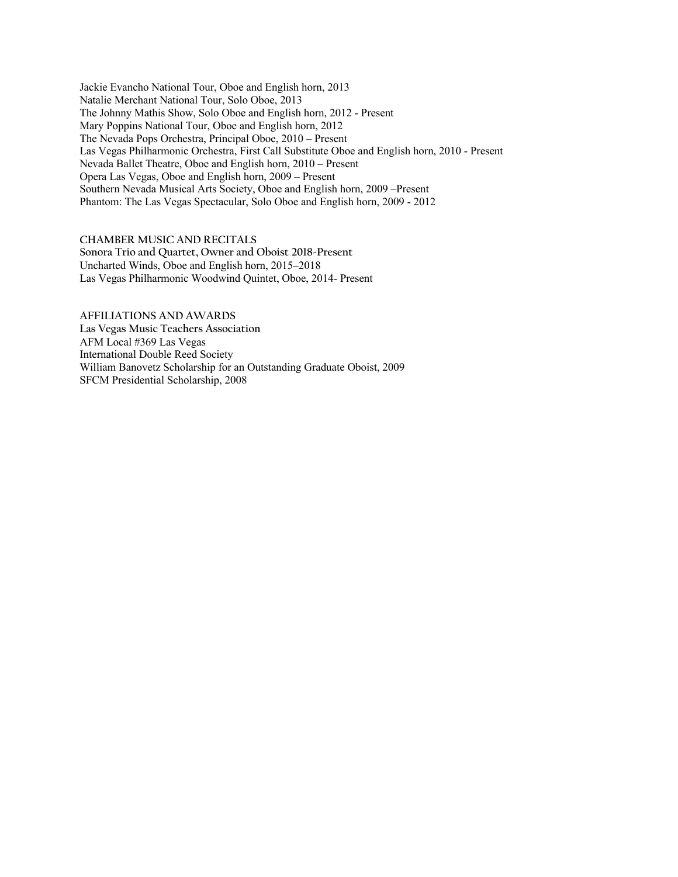Jackie Evancho National Tour, Oboe and English horn, 2013
Natalie Merchant National Tour, Solo Oboe, 2013
The Johnny Mathis Show, Solo Oboe and English horn, 2012 - Present
Mary Poppins National Tour, Oboe and English horn, 2012
The Nevada Pops Orchestra, Principal Oboe, 2010 – Present
Las Vegas Philharmonic Orchestra, First Call Substitute Oboe and English horn, 2010 - Present
Nevada Ballet Theatre, Oboe and English horn, 2010 – Present
Opera Las Vegas, Oboe and English horn, 2009 – Present
Southern Nevada Musical Arts Society, Oboe and English horn, 2009 –Present
Phantom: The Las Vegas Spectacular, Solo Oboe and English horn, 2009 - 2012

## CHAMBER MUSIC AND RECITALS

Sonora Trio and Quartet, Owner and Oboist 2018-Present
Uncharted Winds, Oboe and English horn, 2015–2018
Las Vegas Philharmonic Woodwind Quintet, Oboe, 2014- Present

## AFFILIATIONS AND AWARDS

Las Vegas Music Teachers Association
AFM Local #369 Las Vegas
International Double Reed Society
William Banovetz Scholarship for an Outstanding Graduate Oboist, 2009
SFCM Presidential Scholarship, 2008